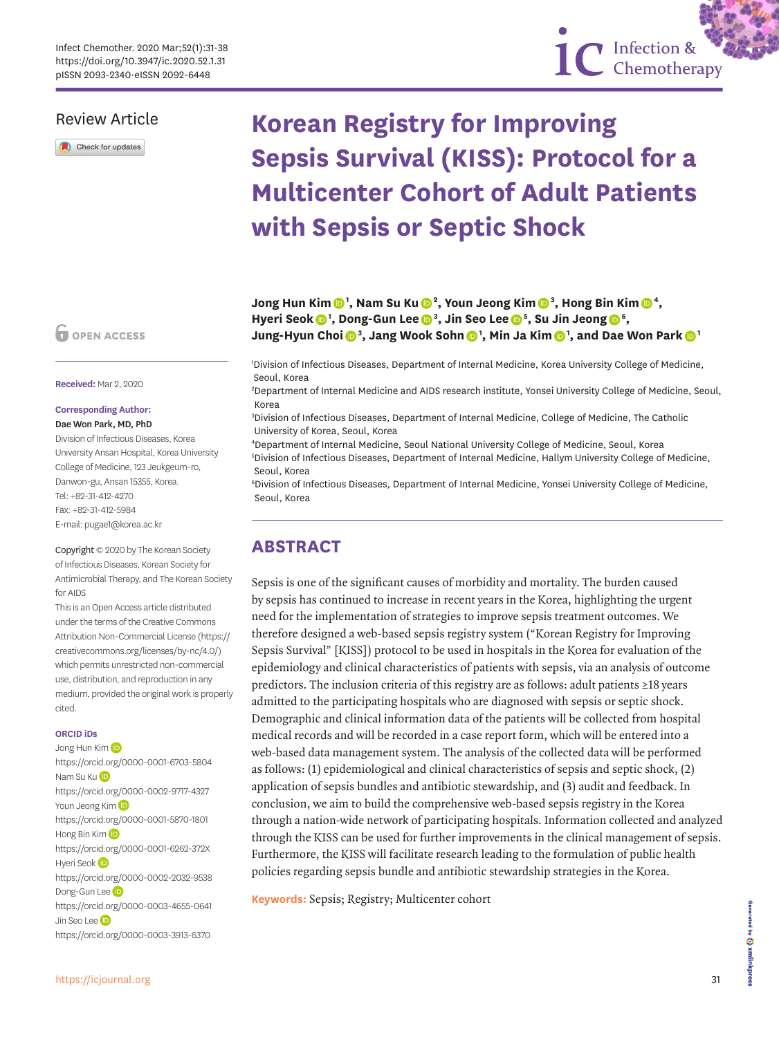Review Article

# Korean Registry for Improving Sepsis Survival (KISS): Protocol for a Multicenter Cohort of Adult Patients with Sepsis or Septic Shock

**Jong Hun Kim [1], Nam Su Ku [2], Youn Jeong Kim [3], Hong Bin Kim [4], Hyeri Seok [1], Dong-Gun Lee [3], Jin Seo Lee [5], Su Jin Jeong [6], Jung-Hyun Choi [3], Jang Wook Sohn [1], Min Ja Kim [1], and Dae Won Park [1]**

[1]Division of Infectious Diseases, Department of Internal Medicine, Korea University College of Medicine, Seoul, Korea
[2]Department of Internal Medicine and AIDS research institute, Yonsei University College of Medicine, Seoul, Korea
[3]Division of Infectious Diseases, Department of Internal Medicine, College of Medicine, The Catholic University of Korea, Seoul, Korea
[4]Department of Internal Medicine, Seoul National University College of Medicine, Seoul, Korea
[5]Division of Infectious Diseases, Department of Internal Medicine, Hallym University College of Medicine, Seoul, Korea
[6]Division of Infectious Diseases, Department of Internal Medicine, Yonsei University College of Medicine, Seoul, Korea

OPEN ACCESS

**Received:** Mar 2, 2020

**Corresponding Author:**
**Dae Won Park, MD, PhD**
Division of Infectious Diseases, Korea University Ansan Hospital, Korea University College of Medicine, 123 Jeukgeum-ro, Danwon-gu, Ansan 15355, Korea.
Tel: +82-31-412-4270
Fax: +82-31-412-5984
E-mail: pugae1@korea.ac.kr

Copyright © 2020 by The Korean Society of Infectious Diseases, Korean Society for Antimicrobial Therapy, and The Korean Society for AIDS
This is an Open Access article distributed under the terms of the Creative Commons Attribution Non-Commercial License (https://creativecommons.org/licenses/by-nc/4.0/) which permits unrestricted non-commercial use, distribution, and reproduction in any medium, provided the original work is properly cited.

**ORCID iDs**
Jong Hun Kim
https://orcid.org/0000-0001-6703-5804
Nam Su Ku
https://orcid.org/0000-0002-9717-4327
Youn Jeong Kim
https://orcid.org/0000-0001-5870-1801
Hong Bin Kim
https://orcid.org/0000-0001-6262-372X
Hyeri Seok
https://orcid.org/0000-0002-2032-9538
Dong-Gun Lee
https://orcid.org/0000-0003-4655-0641
Jin Seo Lee
https://orcid.org/0000-0003-3913-6370

## ABSTRACT

Sepsis is one of the significant causes of morbidity and mortality. The burden caused by sepsis has continued to increase in recent years in the Korea, highlighting the urgent need for the implementation of strategies to improve sepsis treatment outcomes. We therefore designed a web-based sepsis registry system ("Korean Registry for Improving Sepsis Survival" [KISS]) protocol to be used in hospitals in the Korea for evaluation of the epidemiology and clinical characteristics of patients with sepsis, via an analysis of outcome predictors. The inclusion criteria of this registry are as follows: adult patients ≥18 years admitted to the participating hospitals who are diagnosed with sepsis or septic shock. Demographic and clinical information data of the patients will be collected from hospital medical records and will be recorded in a case report form, which will be entered into a web-based data management system. The analysis of the collected data will be performed as follows: (1) epidemiological and clinical characteristics of sepsis and septic shock, (2) application of sepsis bundles and antibiotic stewardship, and (3) audit and feedback. In conclusion, we aim to build the comprehensive web-based sepsis registry in the Korea through a nation-wide network of participating hospitals. Information collected and analyzed through the KISS can be used for further improvements in the clinical management of sepsis. Furthermore, the KISS will facilitate research leading to the formulation of public health policies regarding sepsis bundle and antibiotic stewardship strategies in the Korea.

**Keywords:** Sepsis; Registry; Multicenter cohort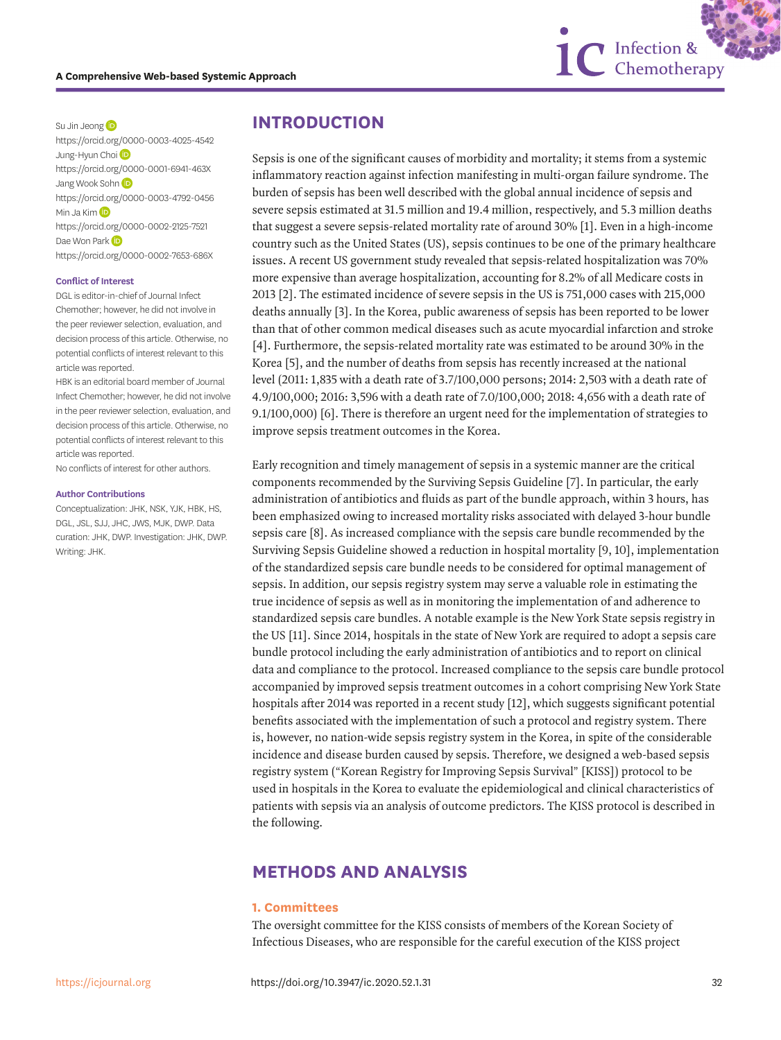Su Jin Jeong
https://orcid.org/0000-0003-4025-4542
Jung-Hyun Choi
https://orcid.org/0000-0001-6941-463X
Jang Wook Sohn
https://orcid.org/0000-0003-4792-0456
Min Ja Kim
https://orcid.org/0000-0002-2125-7521
Dae Won Park
https://orcid.org/0000-0002-7653-686X

**Conflict of Interest**

DGL is editor-in-chief of Journal Infect Chemother; however, he did not involve in the peer reviewer selection, evaluation, and decision process of this article. Otherwise, no potential conflicts of interest relevant to this article was reported.
HBK is an editorial board member of Journal Infect Chemother; however, he did not involve in the peer reviewer selection, evaluation, and decision process of this article. Otherwise, no potential conflicts of interest relevant to this article was reported.
No conflicts of interest for other authors.

**Author Contributions**

Conceptualization: JHK, NSK, YJK, HBK, HS, DGL, JSL, SJJ, JHC, JWS, MJK, DWP. Data curation: JHK, DWP. Investigation: JHK, DWP. Writing: JHK.

## INTRODUCTION

Sepsis is one of the significant causes of morbidity and mortality; it stems from a systemic inflammatory reaction against infection manifesting in multi-organ failure syndrome. The burden of sepsis has been well described with the global annual incidence of sepsis and severe sepsis estimated at 31.5 million and 19.4 million, respectively, and 5.3 million deaths that suggest a severe sepsis-related mortality rate of around 30% [1]. Even in a high-income country such as the United States (US), sepsis continues to be one of the primary healthcare issues. A recent US government study revealed that sepsis-related hospitalization was 70% more expensive than average hospitalization, accounting for 8.2% of all Medicare costs in 2013 [2]. The estimated incidence of severe sepsis in the US is 751,000 cases with 215,000 deaths annually [3]. In the Korea, public awareness of sepsis has been reported to be lower than that of other common medical diseases such as acute myocardial infarction and stroke [4]. Furthermore, the sepsis-related mortality rate was estimated to be around 30% in the Korea [5], and the number of deaths from sepsis has recently increased at the national level (2011: 1,835 with a death rate of 3.7/100,000 persons; 2014: 2,503 with a death rate of 4.9/100,000; 2016: 3,596 with a death rate of 7.0/100,000; 2018: 4,656 with a death rate of 9.1/100,000) [6]. There is therefore an urgent need for the implementation of strategies to improve sepsis treatment outcomes in the Korea.

Early recognition and timely management of sepsis in a systemic manner are the critical components recommended by the Surviving Sepsis Guideline [7]. In particular, the early administration of antibiotics and fluids as part of the bundle approach, within 3 hours, has been emphasized owing to increased mortality risks associated with delayed 3-hour bundle sepsis care [8]. As increased compliance with the sepsis care bundle recommended by the Surviving Sepsis Guideline showed a reduction in hospital mortality [9, 10], implementation of the standardized sepsis care bundle needs to be considered for optimal management of sepsis. In addition, our sepsis registry system may serve a valuable role in estimating the true incidence of sepsis as well as in monitoring the implementation of and adherence to standardized sepsis care bundles. A notable example is the New York State sepsis registry in the US [11]. Since 2014, hospitals in the state of New York are required to adopt a sepsis care bundle protocol including the early administration of antibiotics and to report on clinical data and compliance to the protocol. Increased compliance to the sepsis care bundle protocol accompanied by improved sepsis treatment outcomes in a cohort comprising New York State hospitals after 2014 was reported in a recent study [12], which suggests significant potential benefits associated with the implementation of such a protocol and registry system. There is, however, no nation-wide sepsis registry system in the Korea, in spite of the considerable incidence and disease burden caused by sepsis. Therefore, we designed a web-based sepsis registry system ("Korean Registry for Improving Sepsis Survival" [KISS]) protocol to be used in hospitals in the Korea to evaluate the epidemiological and clinical characteristics of patients with sepsis via an analysis of outcome predictors. The KISS protocol is described in the following.

## METHODS AND ANALYSIS

### 1. Committees

The oversight committee for the KISS consists of members of the Korean Society of Infectious Diseases, who are responsible for the careful execution of the KISS project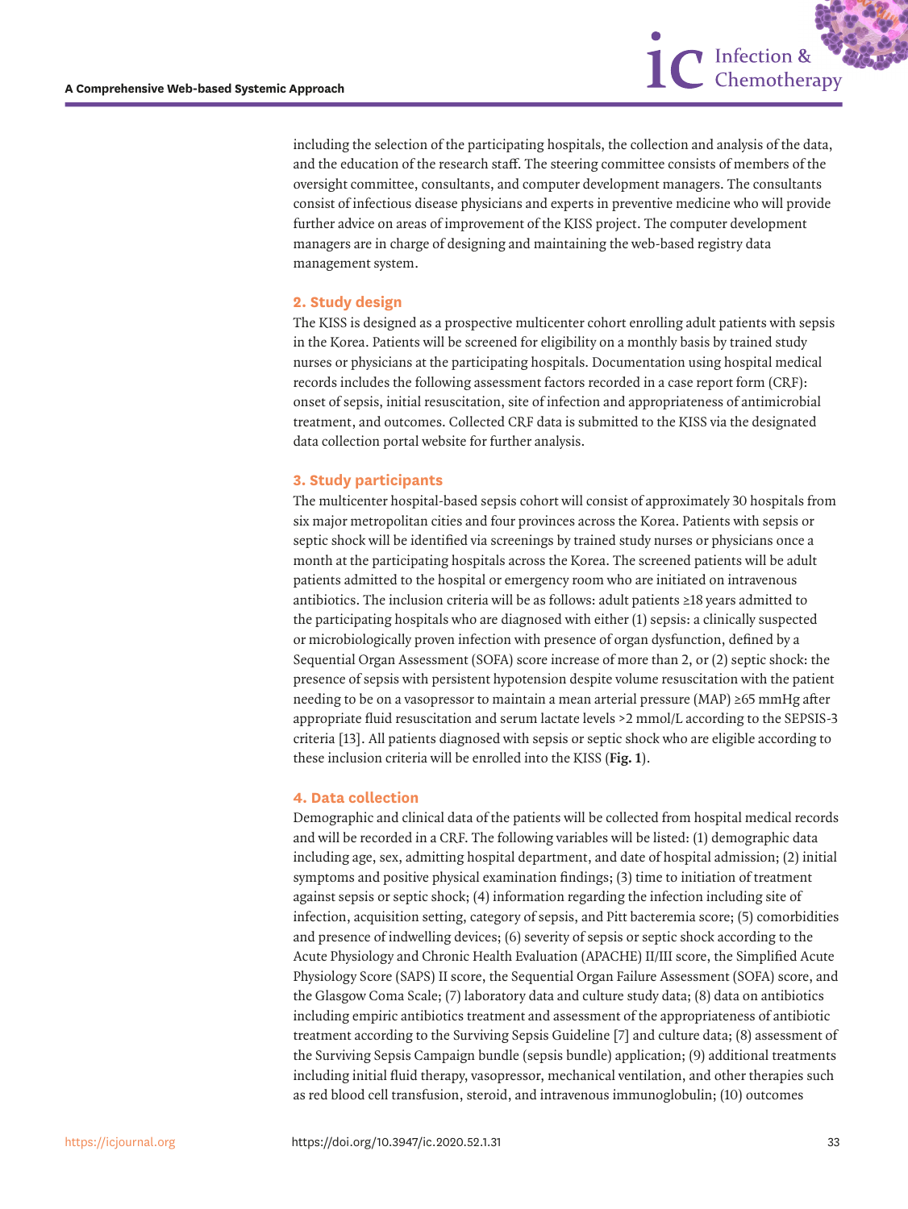including the selection of the participating hospitals, the collection and analysis of the data, and the education of the research staff. The steering committee consists of members of the oversight committee, consultants, and computer development managers. The consultants consist of infectious disease physicians and experts in preventive medicine who will provide further advice on areas of improvement of the KISS project. The computer development managers are in charge of designing and maintaining the web-based registry data management system.

## 2. Study design

The KISS is designed as a prospective multicenter cohort enrolling adult patients with sepsis in the Korea. Patients will be screened for eligibility on a monthly basis by trained study nurses or physicians at the participating hospitals. Documentation using hospital medical records includes the following assessment factors recorded in a case report form (CRF): onset of sepsis, initial resuscitation, site of infection and appropriateness of antimicrobial treatment, and outcomes. Collected CRF data is submitted to the KISS via the designated data collection portal website for further analysis.

## 3. Study participants

The multicenter hospital-based sepsis cohort will consist of approximately 30 hospitals from six major metropolitan cities and four provinces across the Korea. Patients with sepsis or septic shock will be identified via screenings by trained study nurses or physicians once a month at the participating hospitals across the Korea. The screened patients will be adult patients admitted to the hospital or emergency room who are initiated on intravenous antibiotics. The inclusion criteria will be as follows: adult patients ≥18 years admitted to the participating hospitals who are diagnosed with either (1) sepsis: a clinically suspected or microbiologically proven infection with presence of organ dysfunction, defined by a Sequential Organ Assessment (SOFA) score increase of more than 2, or (2) septic shock: the presence of sepsis with persistent hypotension despite volume resuscitation with the patient needing to be on a vasopressor to maintain a mean arterial pressure (MAP) ≥65 mmHg after appropriate fluid resuscitation and serum lactate levels >2 mmol/L according to the SEPSIS-3 criteria [13]. All patients diagnosed with sepsis or septic shock who are eligible according to these inclusion criteria will be enrolled into the KISS (**Fig. 1**).

## 4. Data collection

Demographic and clinical data of the patients will be collected from hospital medical records and will be recorded in a CRF. The following variables will be listed: (1) demographic data including age, sex, admitting hospital department, and date of hospital admission; (2) initial symptoms and positive physical examination findings; (3) time to initiation of treatment against sepsis or septic shock; (4) information regarding the infection including site of infection, acquisition setting, category of sepsis, and Pitt bacteremia score; (5) comorbidities and presence of indwelling devices; (6) severity of sepsis or septic shock according to the Acute Physiology and Chronic Health Evaluation (APACHE) II/III score, the Simplified Acute Physiology Score (SAPS) II score, the Sequential Organ Failure Assessment (SOFA) score, and the Glasgow Coma Scale; (7) laboratory data and culture study data; (8) data on antibiotics including empiric antibiotics treatment and assessment of the appropriateness of antibiotic treatment according to the Surviving Sepsis Guideline [7] and culture data; (8) assessment of the Surviving Sepsis Campaign bundle (sepsis bundle) application; (9) additional treatments including initial fluid therapy, vasopressor, mechanical ventilation, and other therapies such as red blood cell transfusion, steroid, and intravenous immunoglobulin; (10) outcomes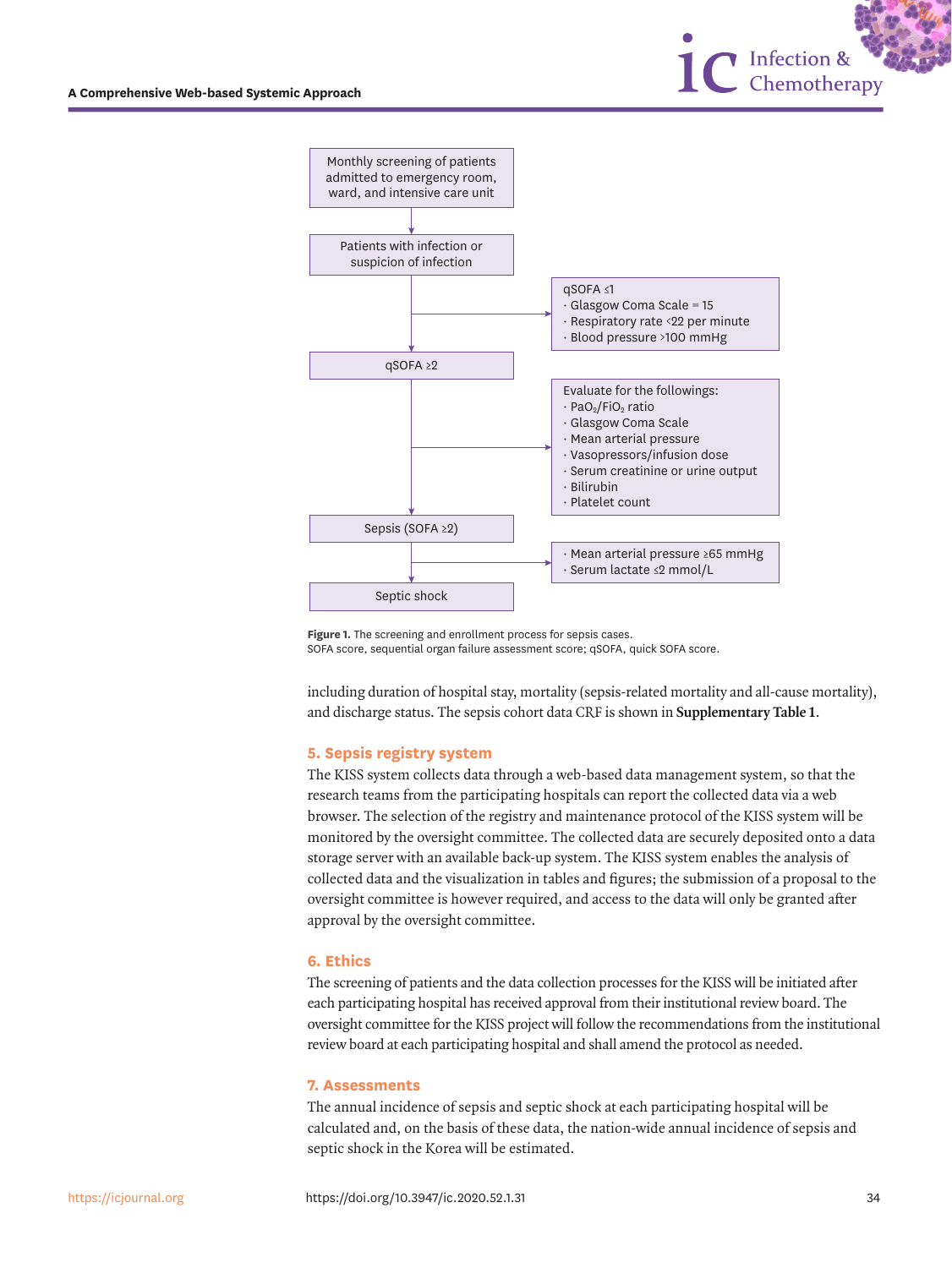Monthly screening of patients admitted to emergency room, ward, and intensive care unit

Patients with infection or suspicion of infection

qSOFA ≤1
- Glasgow Coma Scale = 15
- Respiratory rate <22 per minute
- Blood pressure >100 mmHg

qSOFA ≥2

Evaluate for the followings:
- $PaO_2/FiO_2$ ratio
- Glasgow Coma Scale
- Mean arterial pressure
- Vasopressors/infusion dose
- Serum creatinine or urine output
- Bilirubin
- Platelet count

Sepsis (SOFA ≥2)

- Mean arterial pressure ≥65 mmHg
- Serum lactate ≤2 mmol/L

Septic shock

**Figure 1.** The screening and enrollment process for sepsis cases.
SOFA score, sequential organ failure assessment score; qSOFA, quick SOFA score.

including duration of hospital stay, mortality (sepsis-related mortality and all-cause mortality), and discharge status. The sepsis cohort data CRF is shown in **Supplementary Table 1**.

## 5. Sepsis registry system

The KISS system collects data through a web-based data management system, so that the research teams from the participating hospitals can report the collected data via a web browser. The selection of the registry and maintenance protocol of the KISS system will be monitored by the oversight committee. The collected data are securely deposited onto a data storage server with an available back-up system. The KISS system enables the analysis of collected data and the visualization in tables and figures; the submission of a proposal to the oversight committee is however required, and access to the data will only be granted after approval by the oversight committee.

## 6. Ethics

The screening of patients and the data collection processes for the KISS will be initiated after each participating hospital has received approval from their institutional review board. The oversight committee for the KISS project will follow the recommendations from the institutional review board at each participating hospital and shall amend the protocol as needed.

## 7. Assessments

The annual incidence of sepsis and septic shock at each participating hospital will be calculated and, on the basis of these data, the nation-wide annual incidence of sepsis and septic shock in the Korea will be estimated.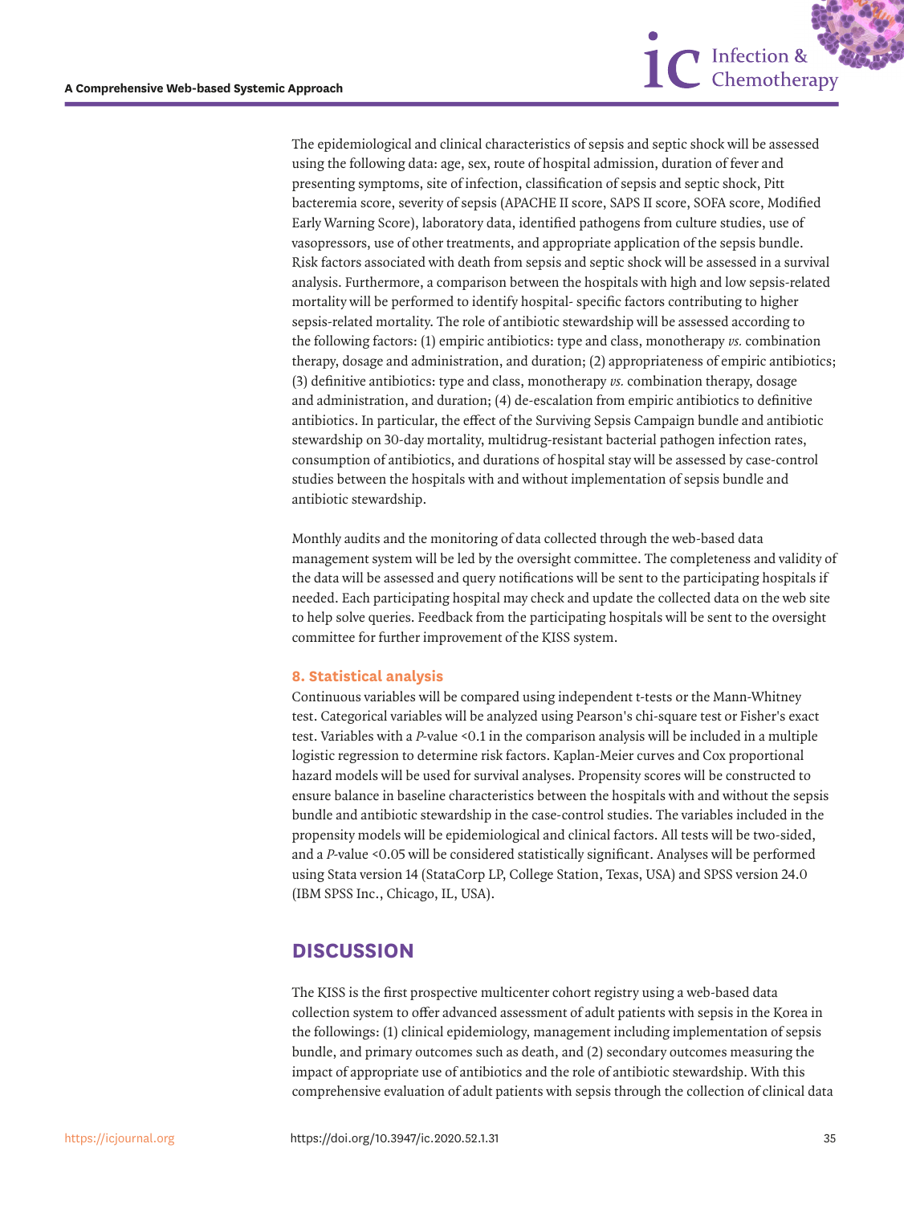The epidemiological and clinical characteristics of sepsis and septic shock will be assessed using the following data: age, sex, route of hospital admission, duration of fever and presenting symptoms, site of infection, classification of sepsis and septic shock, Pitt bacteremia score, severity of sepsis (APACHE II score, SAPS II score, SOFA score, Modified Early Warning Score), laboratory data, identified pathogens from culture studies, use of vasopressors, use of other treatments, and appropriate application of the sepsis bundle. Risk factors associated with death from sepsis and septic shock will be assessed in a survival analysis. Furthermore, a comparison between the hospitals with high and low sepsis-related mortality will be performed to identify hospital- specific factors contributing to higher sepsis-related mortality. The role of antibiotic stewardship will be assessed according to the following factors: (1) empiric antibiotics: type and class, monotherapy *vs.* combination therapy, dosage and administration, and duration; (2) appropriateness of empiric antibiotics; (3) definitive antibiotics: type and class, monotherapy *vs.* combination therapy, dosage and administration, and duration; (4) de-escalation from empiric antibiotics to definitive antibiotics. In particular, the effect of the Surviving Sepsis Campaign bundle and antibiotic stewardship on 30-day mortality, multidrug-resistant bacterial pathogen infection rates, consumption of antibiotics, and durations of hospital stay will be assessed by case-control studies between the hospitals with and without implementation of sepsis bundle and antibiotic stewardship.

Monthly audits and the monitoring of data collected through the web-based data management system will be led by the oversight committee. The completeness and validity of the data will be assessed and query notifications will be sent to the participating hospitals if needed. Each participating hospital may check and update the collected data on the web site to help solve queries. Feedback from the participating hospitals will be sent to the oversight committee for further improvement of the KISS system.

### 8. Statistical analysis

Continuous variables will be compared using independent t-tests or the Mann-Whitney test. Categorical variables will be analyzed using Pearson's chi-square test or Fisher's exact test. Variables with a *P*-value <0.1 in the comparison analysis will be included in a multiple logistic regression to determine risk factors. Kaplan-Meier curves and Cox proportional hazard models will be used for survival analyses. Propensity scores will be constructed to ensure balance in baseline characteristics between the hospitals with and without the sepsis bundle and antibiotic stewardship in the case-control studies. The variables included in the propensity models will be epidemiological and clinical factors. All tests will be two-sided, and a *P*-value <0.05 will be considered statistically significant. Analyses will be performed using Stata version 14 (StataCorp LP, College Station, Texas, USA) and SPSS version 24.0 (IBM SPSS Inc., Chicago, IL, USA).

## DISCUSSION

The KISS is the first prospective multicenter cohort registry using a web-based data collection system to offer advanced assessment of adult patients with sepsis in the Korea in the followings: (1) clinical epidemiology, management including implementation of sepsis bundle, and primary outcomes such as death, and (2) secondary outcomes measuring the impact of appropriate use of antibiotics and the role of antibiotic stewardship. With this comprehensive evaluation of adult patients with sepsis through the collection of clinical data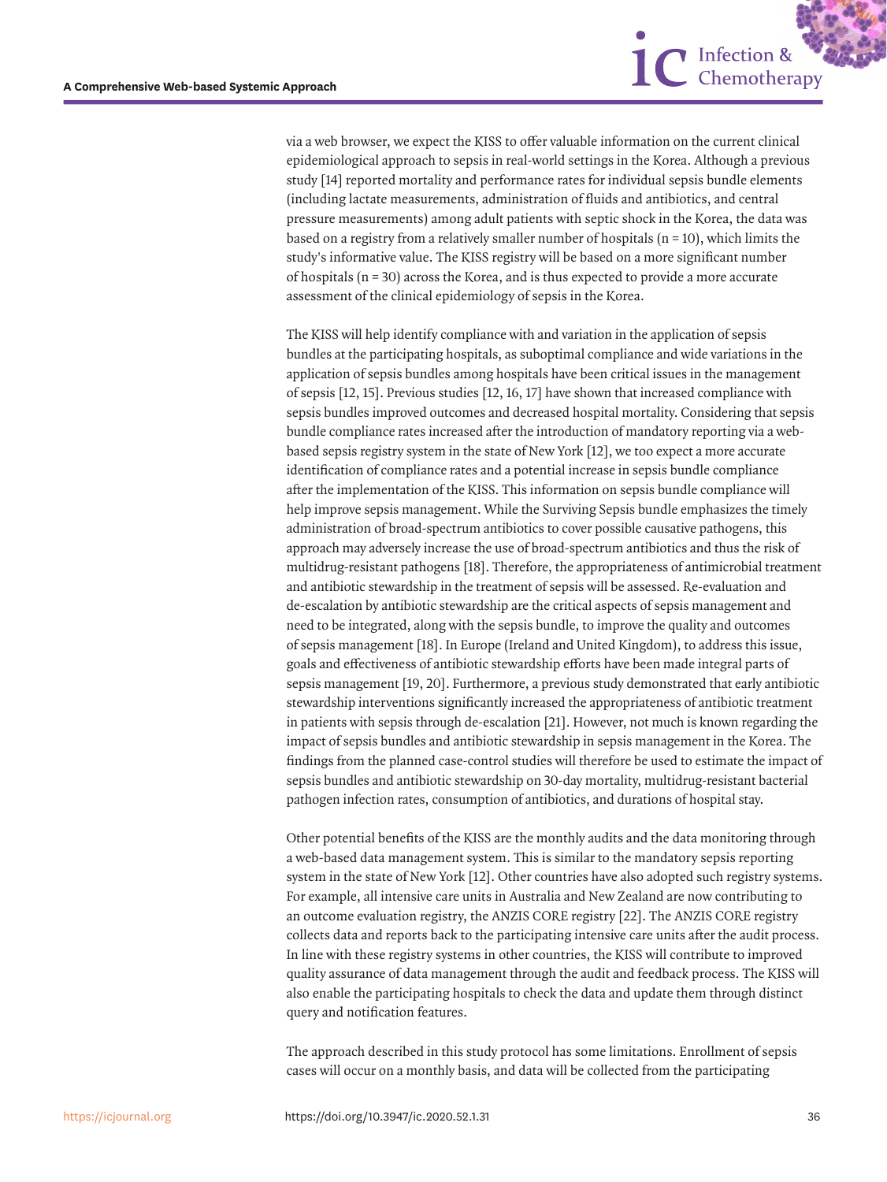via a web browser, we expect the KISS to offer valuable information on the current clinical epidemiological approach to sepsis in real-world settings in the Korea. Although a previous study [14] reported mortality and performance rates for individual sepsis bundle elements (including lactate measurements, administration of fluids and antibiotics, and central pressure measurements) among adult patients with septic shock in the Korea, the data was based on a registry from a relatively smaller number of hospitals (n = 10), which limits the study's informative value. The KISS registry will be based on a more significant number of hospitals (n = 30) across the Korea, and is thus expected to provide a more accurate assessment of the clinical epidemiology of sepsis in the Korea.

The KISS will help identify compliance with and variation in the application of sepsis bundles at the participating hospitals, as suboptimal compliance and wide variations in the application of sepsis bundles among hospitals have been critical issues in the management of sepsis [12, 15]. Previous studies [12, 16, 17] have shown that increased compliance with sepsis bundles improved outcomes and decreased hospital mortality. Considering that sepsis bundle compliance rates increased after the introduction of mandatory reporting via a web-based sepsis registry system in the state of New York [12], we too expect a more accurate identification of compliance rates and a potential increase in sepsis bundle compliance after the implementation of the KISS. This information on sepsis bundle compliance will help improve sepsis management. While the Surviving Sepsis bundle emphasizes the timely administration of broad-spectrum antibiotics to cover possible causative pathogens, this approach may adversely increase the use of broad-spectrum antibiotics and thus the risk of multidrug-resistant pathogens [18]. Therefore, the appropriateness of antimicrobial treatment and antibiotic stewardship in the treatment of sepsis will be assessed. Re-evaluation and de-escalation by antibiotic stewardship are the critical aspects of sepsis management and need to be integrated, along with the sepsis bundle, to improve the quality and outcomes of sepsis management [18]. In Europe (Ireland and United Kingdom), to address this issue, goals and effectiveness of antibiotic stewardship efforts have been made integral parts of sepsis management [19, 20]. Furthermore, a previous study demonstrated that early antibiotic stewardship interventions significantly increased the appropriateness of antibiotic treatment in patients with sepsis through de-escalation [21]. However, not much is known regarding the impact of sepsis bundles and antibiotic stewardship in sepsis management in the Korea. The findings from the planned case-control studies will therefore be used to estimate the impact of sepsis bundles and antibiotic stewardship on 30-day mortality, multidrug-resistant bacterial pathogen infection rates, consumption of antibiotics, and durations of hospital stay.

Other potential benefits of the KISS are the monthly audits and the data monitoring through a web-based data management system. This is similar to the mandatory sepsis reporting system in the state of New York [12]. Other countries have also adopted such registry systems. For example, all intensive care units in Australia and New Zealand are now contributing to an outcome evaluation registry, the ANZIS CORE registry [22]. The ANZIS CORE registry collects data and reports back to the participating intensive care units after the audit process. In line with these registry systems in other countries, the KISS will contribute to improved quality assurance of data management through the audit and feedback process. The KISS will also enable the participating hospitals to check the data and update them through distinct query and notification features.

The approach described in this study protocol has some limitations. Enrollment of sepsis cases will occur on a monthly basis, and data will be collected from the participating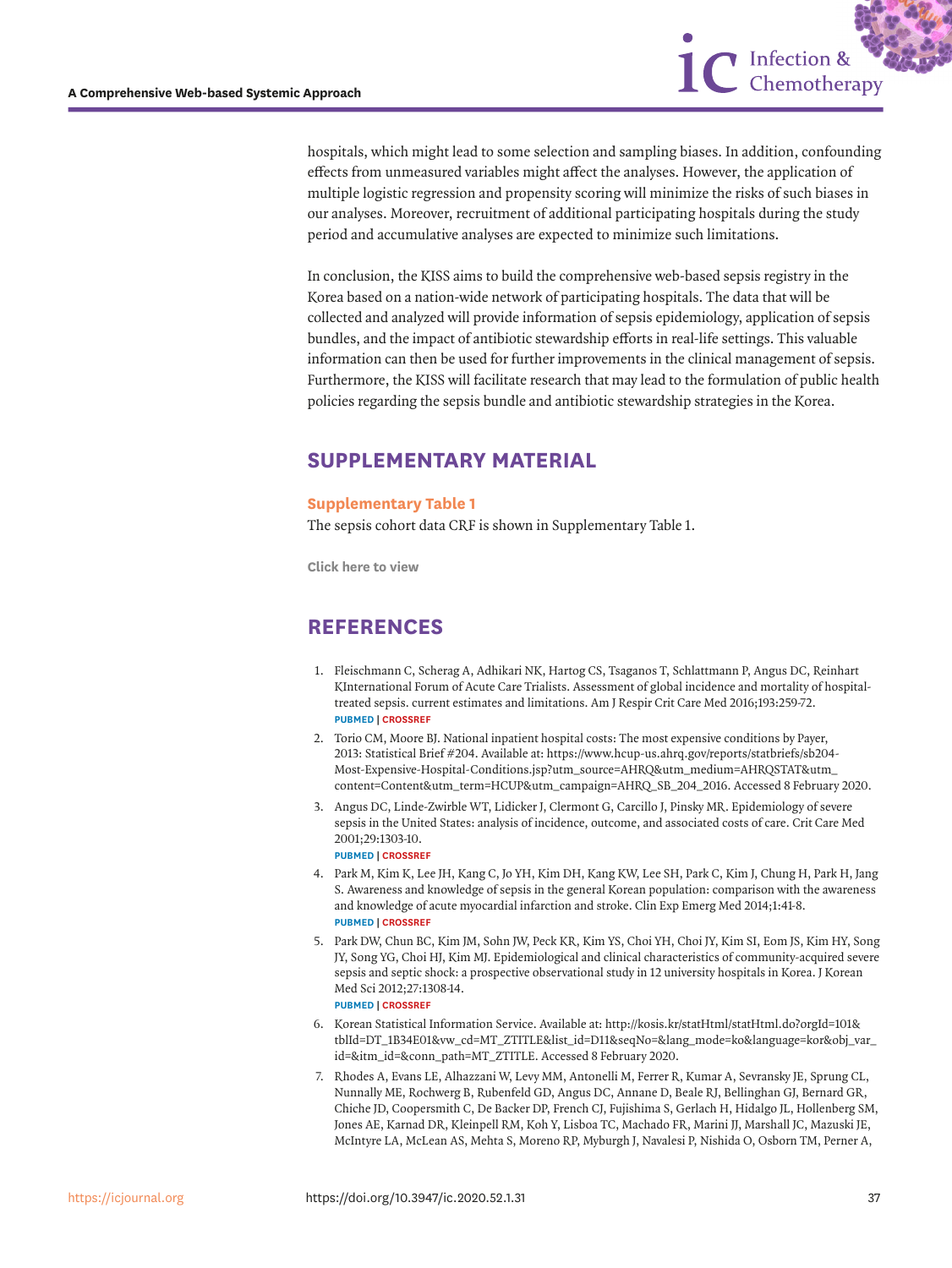hospitals, which might lead to some selection and sampling biases. In addition, confounding effects from unmeasured variables might affect the analyses. However, the application of multiple logistic regression and propensity scoring will minimize the risks of such biases in our analyses. Moreover, recruitment of additional participating hospitals during the study period and accumulative analyses are expected to minimize such limitations.

In conclusion, the KISS aims to build the comprehensive web-based sepsis registry in the Korea based on a nation-wide network of participating hospitals. The data that will be collected and analyzed will provide information of sepsis epidemiology, application of sepsis bundles, and the impact of antibiotic stewardship efforts in real-life settings. This valuable information can then be used for further improvements in the clinical management of sepsis. Furthermore, the KISS will facilitate research that may lead to the formulation of public health policies regarding the sepsis bundle and antibiotic stewardship strategies in the Korea.

## SUPPLEMENTARY MATERIAL

### Supplementary Table 1

The sepsis cohort data CRF is shown in Supplementary Table 1.

Click here to view

## REFERENCES

1. Fleischmann C, Scherag A, Adhikari NK, Hartog CS, Tsaganos T, Schlattmann P, Angus DC, Reinhart KInternational Forum of Acute Care Trialists. Assessment of global incidence and mortality of hospital-treated sepsis. current estimates and limitations. Am J Respir Crit Care Med 2016;193:259-72.
   PUBMED | CROSSREF
2. Torio CM, Moore BJ. National inpatient hospital costs: The most expensive conditions by Payer, 2013: Statistical Brief #204. Available at: https://www.hcup-us.ahrq.gov/reports/statbriefs/sb204-Most-Expensive-Hospital-Conditions.jsp?utm_source=AHRQ&utm_medium=AHRQSTAT&utm_content=Content&utm_term=HCUP&utm_campaign=AHRQ_SB_204_2016. Accessed 8 February 2020.
3. Angus DC, Linde-Zwirble WT, Lidicker J, Clermont G, Carcillo J, Pinsky MR. Epidemiology of severe sepsis in the United States: analysis of incidence, outcome, and associated costs of care. Crit Care Med 2001;29:1303-10.
   PUBMED | CROSSREF
4. Park M, Kim K, Lee JH, Kang C, Jo YH, Kim DH, Kang KW, Lee SH, Park C, Kim J, Chung H, Park H, Jang S. Awareness and knowledge of sepsis in the general Korean population: comparison with the awareness and knowledge of acute myocardial infarction and stroke. Clin Exp Emerg Med 2014;1:41-8.
   PUBMED | CROSSREF
5. Park DW, Chun BC, Kim JM, Sohn JW, Peck KR, Kim YS, Choi YH, Choi JY, Kim SI, Eom JS, Kim HY, Song JY, Song YG, Choi HJ, Kim MJ. Epidemiological and clinical characteristics of community-acquired severe sepsis and septic shock: a prospective observational study in 12 university hospitals in Korea. J Korean Med Sci 2012;27:1308-14.
   PUBMED | CROSSREF
6. Korean Statistical Information Service. Available at: http://kosis.kr/statHtml/statHtml.do?orgId=101&tblId=DT_1B34E01&vw_cd=MT_ZTITLE&list_id=D11&seqNo=&lang_mode=ko&language=kor&obj_var_id=&itm_id=&conn_path=MT_ZTITLE. Accessed 8 February 2020.
7. Rhodes A, Evans LE, Alhazzani W, Levy MM, Antonelli M, Ferrer R, Kumar A, Sevransky JE, Sprung CL, Nunnally ME, Rochwerg B, Rubenfeld GD, Angus DC, Annane D, Beale RJ, Bellinghan GJ, Bernard GR, Chiche JD, Coopersmith C, De Backer DP, French CJ, Fujishima S, Gerlach H, Hidalgo JL, Hollenberg SM, Jones AE, Karnad DR, Kleinpell RM, Koh Y, Lisboa TC, Machado FR, Marini JJ, Marshall JC, Mazuski JE, McIntyre LA, McLean AS, Mehta S, Moreno RP, Myburgh J, Navalesi P, Nishida O, Osborn TM, Perner A,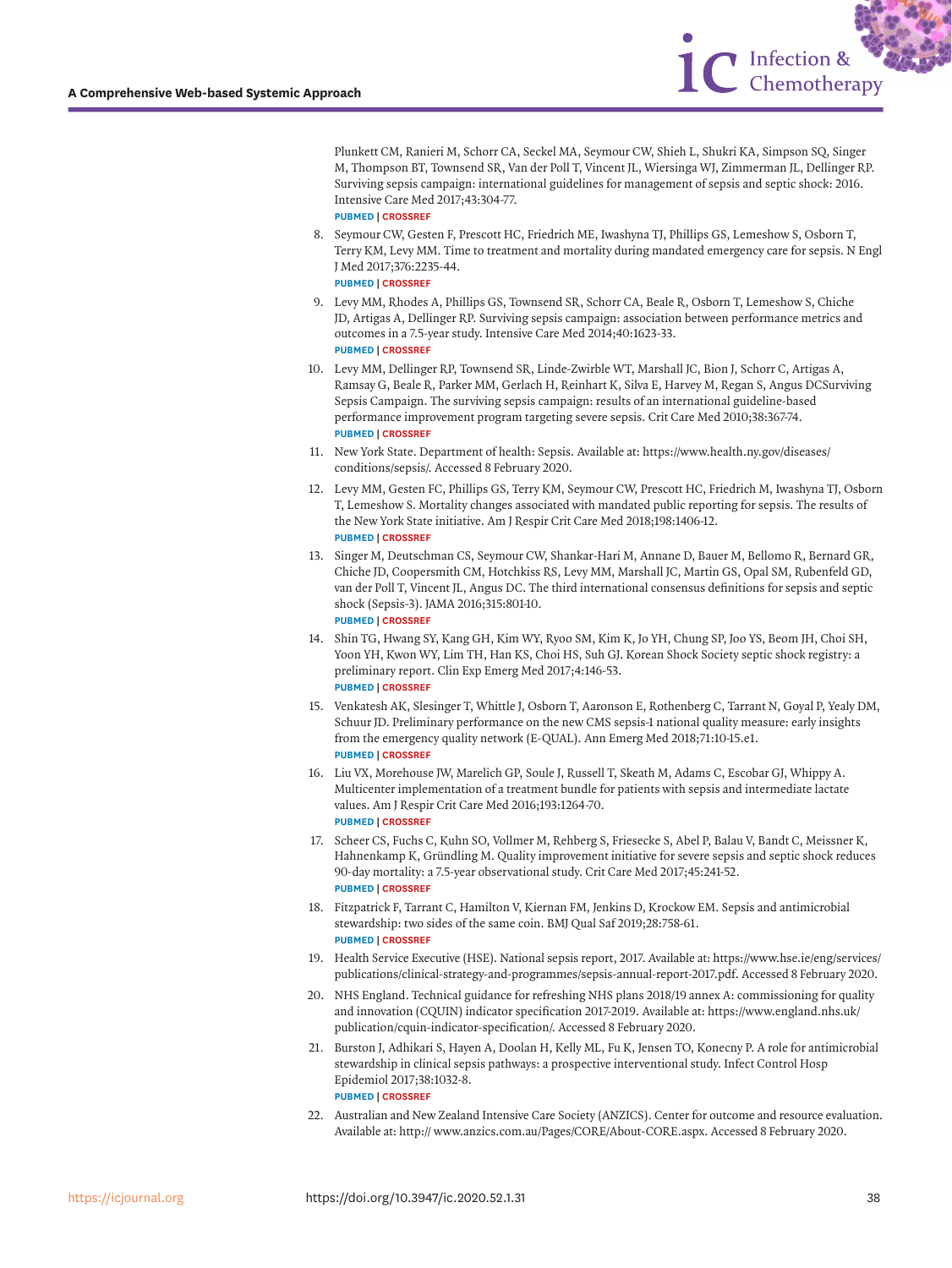Plunkett CM, Ranieri M, Schorr CA, Seckel MA, Seymour CW, Shieh L, Shukri KA, Simpson SQ, Singer M, Thompson BT, Townsend SR, Van der Poll T, Vincent JL, Wiersinga WJ, Zimmerman JL, Dellinger RP. Surviving sepsis campaign: international guidelines for management of sepsis and septic shock: 2016. Intensive Care Med 2017;43:304-77.
PUBMED | CROSSREF

8. Seymour CW, Gesten F, Prescott HC, Friedrich ME, Iwashyna TJ, Phillips GS, Lemeshow S, Osborn T, Terry KM, Levy MM. Time to treatment and mortality during mandated emergency care for sepsis. N Engl J Med 2017;376:2235-44.
PUBMED | CROSSREF

9. Levy MM, Rhodes A, Phillips GS, Townsend SR, Schorr CA, Beale R, Osborn T, Lemeshow S, Chiche JD, Artigas A, Dellinger RP. Surviving sepsis campaign: association between performance metrics and outcomes in a 7.5-year study. Intensive Care Med 2014;40:1623-33.
PUBMED | CROSSREF

10. Levy MM, Dellinger RP, Townsend SR, Linde-Zwirble WT, Marshall JC, Bion J, Schorr C, Artigas A, Ramsay G, Beale R, Parker MM, Gerlach H, Reinhart K, Silva E, Harvey M, Regan S, Angus DCSurviving Sepsis Campaign. The surviving sepsis campaign: results of an international guideline-based performance improvement program targeting severe sepsis. Crit Care Med 2010;38:367-74.
PUBMED | CROSSREF

11. New York State. Department of health: Sepsis. Available at: https://www.health.ny.gov/diseases/conditions/sepsis/. Accessed 8 February 2020.

12. Levy MM, Gesten FC, Phillips GS, Terry KM, Seymour CW, Prescott HC, Friedrich M, Iwashyna TJ, Osborn T, Lemeshow S. Mortality changes associated with mandated public reporting for sepsis. The results of the New York State initiative. Am J Respir Crit Care Med 2018;198:1406-12.
PUBMED | CROSSREF

13. Singer M, Deutschman CS, Seymour CW, Shankar-Hari M, Annane D, Bauer M, Bellomo R, Bernard GR, Chiche JD, Coopersmith CM, Hotchkiss RS, Levy MM, Marshall JC, Martin GS, Opal SM, Rubenfeld GD, van der Poll T, Vincent JL, Angus DC. The third international consensus definitions for sepsis and septic shock (Sepsis-3). JAMA 2016;315:801-10.
PUBMED | CROSSREF

14. Shin TG, Hwang SY, Kang GH, Kim WY, Ryoo SM, Kim K, Jo YH, Chung SP, Joo YS, Beom JH, Choi SH, Yoon YH, Kwon WY, Lim TH, Han KS, Choi HS, Suh GJ. Korean Shock Society septic shock registry: a preliminary report. Clin Exp Emerg Med 2017;4:146-53.
PUBMED | CROSSREF

15. Venkatesh AK, Slesinger T, Whittle J, Osborn T, Aaronson E, Rothenberg C, Tarrant N, Goyal P, Yealy DM, Schuur JD. Preliminary performance on the new CMS sepsis-1 national quality measure: early insights from the emergency quality network (E-QUAL). Ann Emerg Med 2018;71:10-15.e1.
PUBMED | CROSSREF

16. Liu VX, Morehouse JW, Marelich GP, Soule J, Russell T, Skeath M, Adams C, Escobar GJ, Whippy A. Multicenter implementation of a treatment bundle for patients with sepsis and intermediate lactate values. Am J Respir Crit Care Med 2016;193:1264-70.
PUBMED | CROSSREF

17. Scheer CS, Fuchs C, Kuhn SO, Vollmer M, Rehberg S, Friesecke S, Abel P, Balau V, Bandt C, Meissner K, Hahnenkamp K, Gründling M. Quality improvement initiative for severe sepsis and septic shock reduces 90-day mortality: a 7.5-year observational study. Crit Care Med 2017;45:241-52.
PUBMED | CROSSREF

18. Fitzpatrick F, Tarrant C, Hamilton V, Kiernan FM, Jenkins D, Krockow EM. Sepsis and antimicrobial stewardship: two sides of the same coin. BMJ Qual Saf 2019;28:758-61.
PUBMED | CROSSREF

19. Health Service Executive (HSE). National sepsis report, 2017. Available at: https://www.hse.ie/eng/services/publications/clinical-strategy-and-programmes/sepsis-annual-report-2017.pdf. Accessed 8 February 2020.

20. NHS England. Technical guidance for refreshing NHS plans 2018/19 annex A: commissioning for quality and innovation (CQUIN) indicator specification 2017-2019. Available at: https://www.england.nhs.uk/publication/cquin-indicator-specification/. Accessed 8 February 2020.

21. Burston J, Adhikari S, Hayen A, Doolan H, Kelly ML, Fu K, Jensen TO, Konecny P. A role for antimicrobial stewardship in clinical sepsis pathways: a prospective interventional study. Infect Control Hosp Epidemiol 2017;38:1032-8.
PUBMED | CROSSREF

22. Australian and New Zealand Intensive Care Society (ANZICS). Center for outcome and resource evaluation. Available at: http:// www.anzics.com.au/Pages/CORE/About-CORE.aspx. Accessed 8 February 2020.